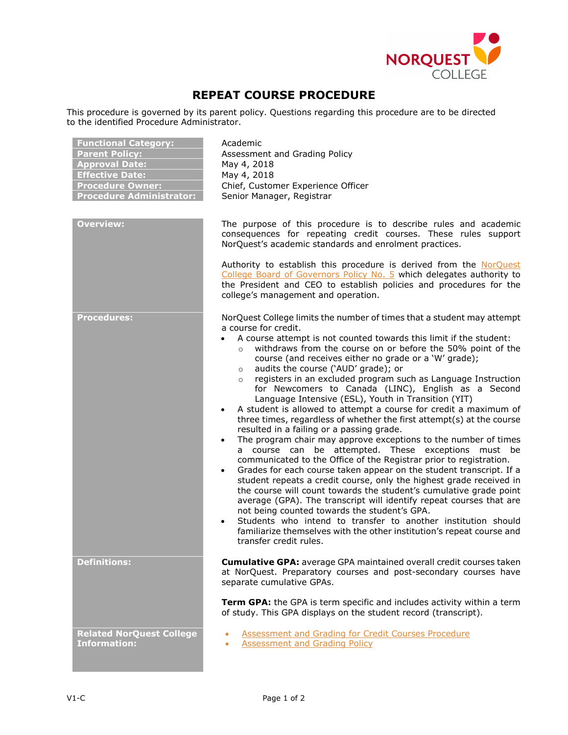# REPEAT COURSE PROCEDURE

This procedure is governed by its parent policy. Questions regarding this procedure are to be directed to the identified Procedure Administrator.

| | |
|---|---|
| **Functional Category:** | Academic |
| **Parent Policy:** | Assessment and Grading Policy |
| **Approval Date:** | May 4, 2018 |
| **Effective Date:** | May 4, 2018 |
| **Procedure Owner:** | Chief, Customer Experience Officer |
| **Procedure Administrator:** | Senior Manager, Registrar |

## Overview:

The purpose of this procedure is to describe rules and academic consequences for repeating credit courses. These rules support NorQuest's academic standards and enrolment practices.

Authority to establish this procedure is derived from the NorQuest College Board of Governors Policy No. 5 which delegates authority to the President and CEO to establish policies and procedures for the college's management and operation.

## Procedures:

NorQuest College limits the number of times that a student may attempt a course for credit.

- A course attempt is not counted towards this limit if the student:
  - withdraws from the course on or before the 50% point of the course (and receives either no grade or a 'W' grade);
  - audits the course ('AUD' grade); or
  - registers in an excluded program such as Language Instruction for Newcomers to Canada (LINC), English as a Second Language Intensive (ESL), Youth in Transition (YIT)
- A student is allowed to attempt a course for credit a maximum of three times, regardless of whether the first attempt(s) at the course resulted in a failing or a passing grade.
- The program chair may approve exceptions to the number of times a course can be attempted. These exceptions must be communicated to the Office of the Registrar prior to registration.
- Grades for each course taken appear on the student transcript. If a student repeats a credit course, only the highest grade received in the course will count towards the student's cumulative grade point average (GPA). The transcript will identify repeat courses that are not being counted towards the student's GPA.
- Students who intend to transfer to another institution should familiarize themselves with the other institution's repeat course and transfer credit rules.

## Definitions:

**Cumulative GPA:** average GPA maintained overall credit courses taken at NorQuest. Preparatory courses and post-secondary courses have separate cumulative GPAs.

**Term GPA:** the GPA is term specific and includes activity within a term of study. This GPA displays on the student record (transcript).

## Related NorQuest College Information:

- Assessment and Grading for Credit Courses Procedure
- Assessment and Grading Policy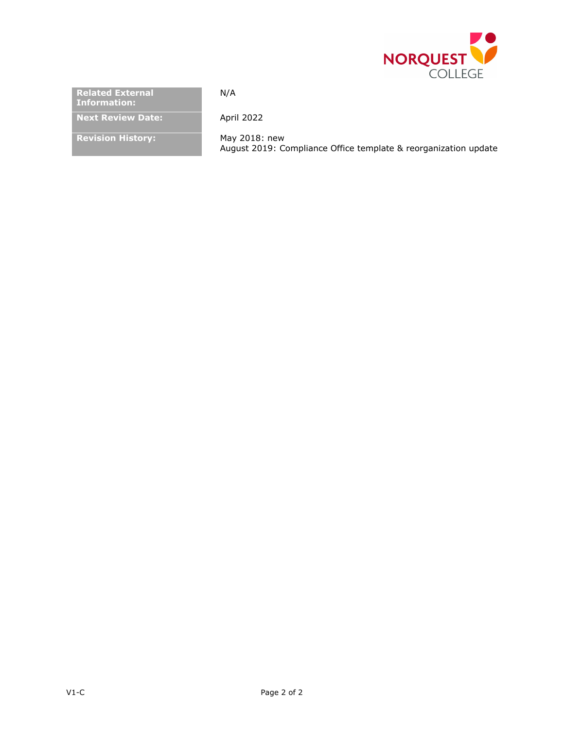| | |
|---|---|
| **Related External Information:** | N/A |
| **Next Review Date:** | April 2022 |
| **Revision History:** | May 2018: new<br>August 2019: Compliance Office template & reorganization update |